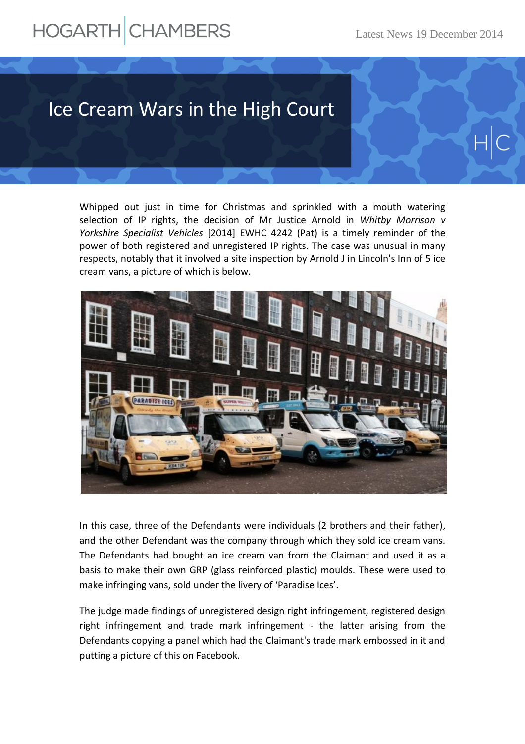# Ice Cream Wars in the High Court

Whipped out just in time for Christmas and sprinkled with a mouth watering selection of IP rights, the decision of Mr Justice Arnold in *Whitby Morrison v Yorkshire Specialist Vehicles* [2014] EWHC 4242 (Pat) is a timely reminder of the power of both registered and unregistered IP rights. The case was unusual in many respects, notably that it involved a site inspection by Arnold J in Lincoln's Inn of 5 ice cream vans, a picture of which is below.

In this case, three of the Defendants were individuals (2 brothers and their father), and the other Defendant was the company through which they sold ice cream vans. The Defendants had bought an ice cream van from the Claimant and used it as a basis to make their own GRP (glass reinforced plastic) moulds. These were used to make infringing vans, sold under the livery of 'Paradise Ices'.

The judge made findings of unregistered design right infringement, registered design right infringement and trade mark infringement - the latter arising from the Defendants copying a panel which had the Claimant's trade mark embossed in it and putting a picture of this on Facebook.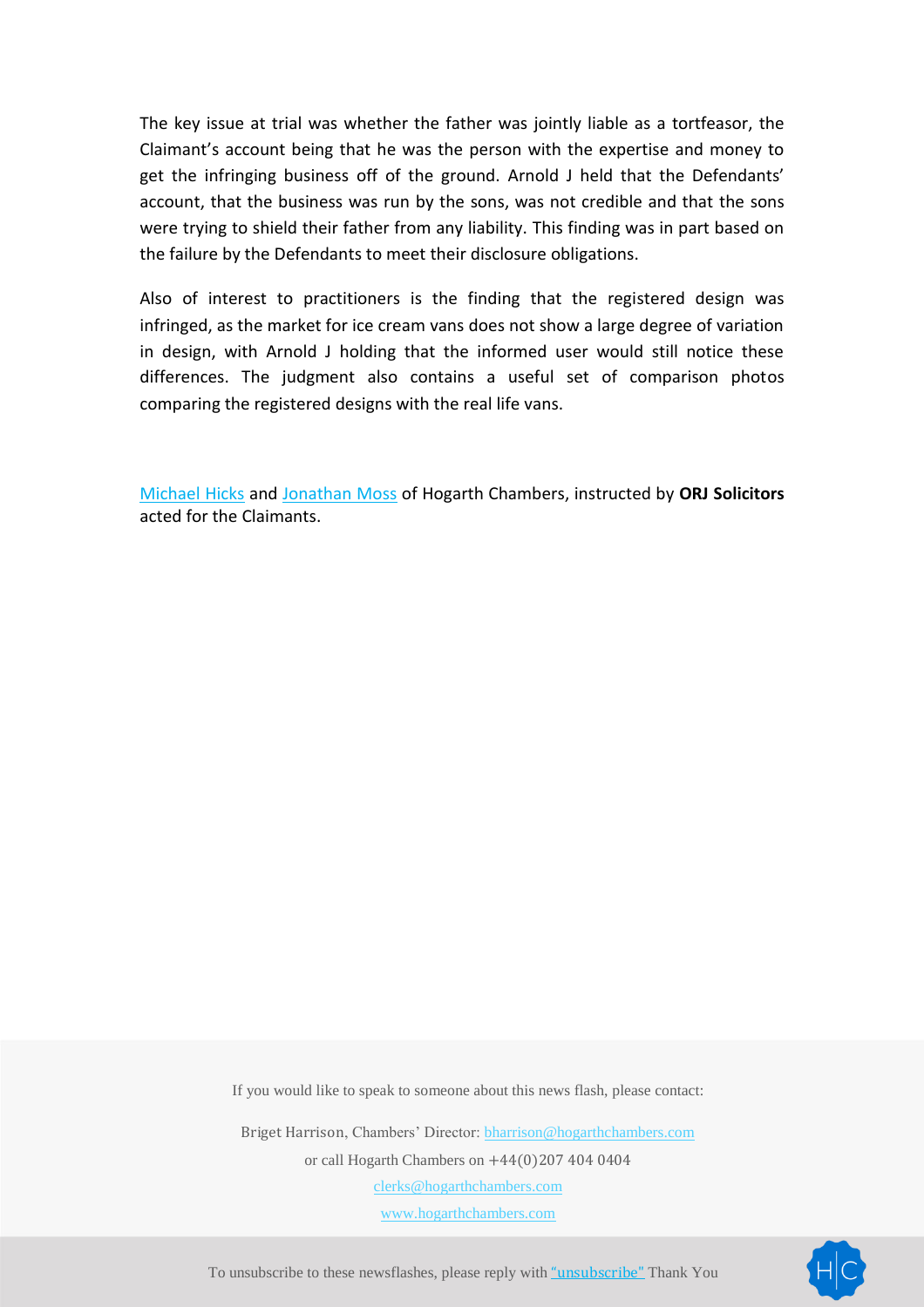The key issue at trial was whether the father was jointly liable as a tortfeasor, the Claimant's account being that he was the person with the expertise and money to get the infringing business off of the ground. Arnold J held that the Defendants' account, that the business was run by the sons, was not credible and that the sons were trying to shield their father from any liability. This finding was in part based on the failure by the Defendants to meet their disclosure obligations.

Also of interest to practitioners is the finding that the registered design was infringed, as the market for ice cream vans does not show a large degree of variation in design, with Arnold J holding that the informed user would still notice these differences. The judgment also contains a useful set of comparison photos comparing the registered designs with the real life vans.

Michael Hicks and Jonathan Moss of Hogarth Chambers, instructed by **ORJ Solicitors** acted for the Claimants.

If you would like to speak to someone about this news flash, please contact:

Briget Harrison, Chambers' Director: bharrison@hogarthchambers.com
or call Hogarth Chambers on +44(0)207 404 0404
clerks@hogarthchambers.com
www.hogarthchambers.com

To unsubscribe to these newsflashes, please reply with "unsubscribe" Thank You